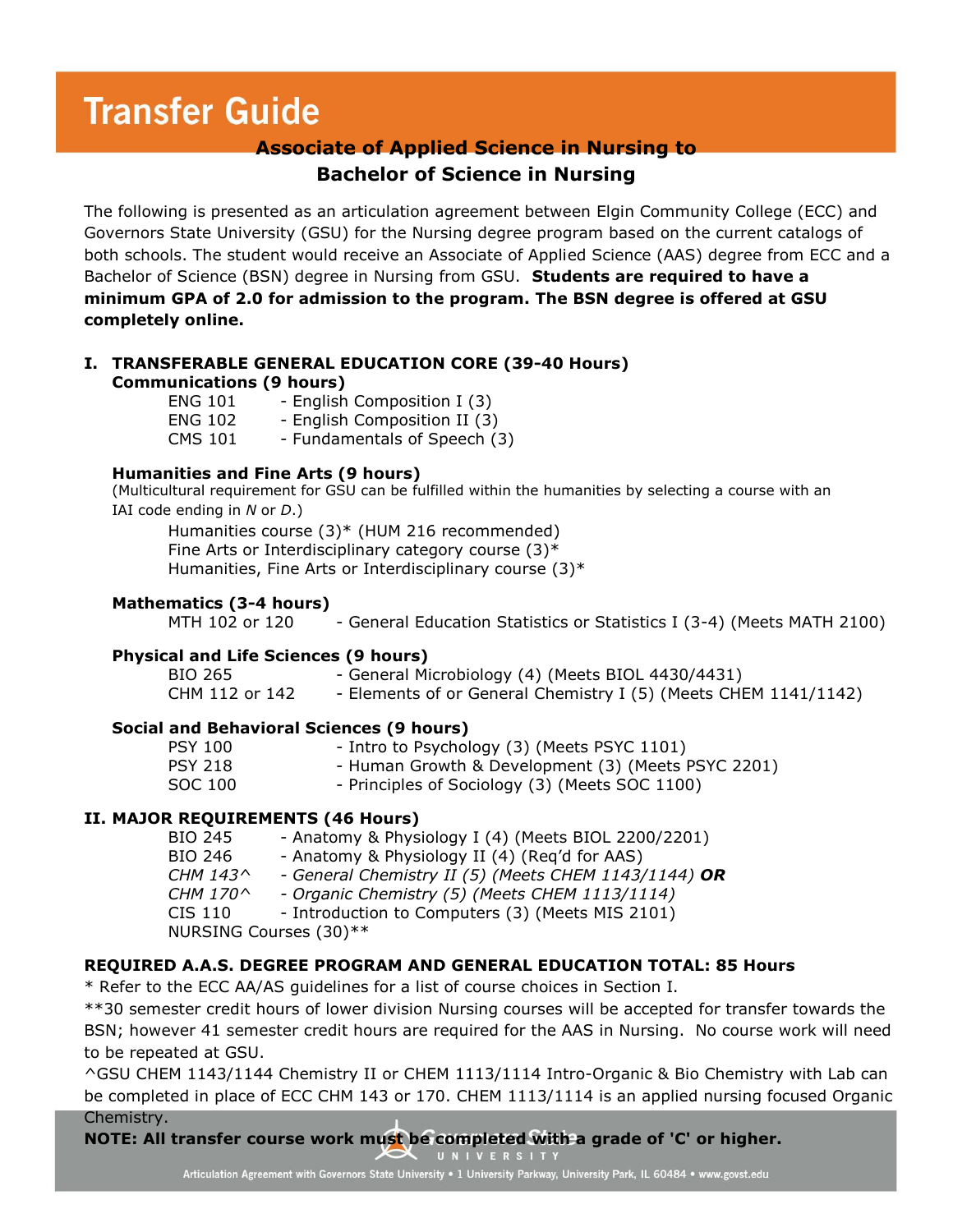# Transfer Guide

## Associate of Applied Science in Nursing to Bachelor of Science in Nursing

The following is presented as an articulation agreement between Elgin Community College (ECC) and Governors State University (GSU) for the Nursing degree program based on the current catalogs of both schools. The student would receive an Associate of Applied Science (AAS) degree from ECC and a Bachelor of Science (BSN) degree in Nursing from GSU. **Students are required to have a minimum GPA of 2.0 for admission to the program. The BSN degree is offered at GSU completely online.**

### I. TRANSFERABLE GENERAL EDUCATION CORE (39-40 Hours)

**Communications (9 hours)**

- ENG 101 - English Composition I (3)
- ENG 102 - English Composition II (3)
- CMS 101 - Fundamentals of Speech (3)

**Humanities and Fine Arts (9 hours)**

(Multicultural requirement for GSU can be fulfilled within the humanities by selecting a course with an IAI code ending in *N* or *D*.)

- Humanities course (3)* (HUM 216 recommended)
- Fine Arts or Interdisciplinary category course (3)*
- Humanities, Fine Arts or Interdisciplinary course (3)*

**Mathematics (3-4 hours)**

- MTH 102 or 120 - General Education Statistics or Statistics I (3-4) (Meets MATH 2100)

**Physical and Life Sciences (9 hours)**

- BIO 265 - General Microbiology (4) (Meets BIOL 4430/4431)
- CHM 112 or 142 - Elements of or General Chemistry I (5) (Meets CHEM 1141/1142)

**Social and Behavioral Sciences (9 hours)**

- PSY 100 - Intro to Psychology (3) (Meets PSYC 1101)
- PSY 218 - Human Growth & Development (3) (Meets PSYC 2201)
- SOC 100 - Principles of Sociology (3) (Meets SOC 1100)

### II. MAJOR REQUIREMENTS (46 Hours)

- BIO 245 - Anatomy & Physiology I (4) (Meets BIOL 2200/2201)
- BIO 246 - Anatomy & Physiology II (4) (Req'd for AAS)
- *CHM 143^ - General Chemistry II (5) (Meets CHEM 1143/1144)* ***OR***
- *CHM 170^ - Organic Chemistry (5) (Meets CHEM 1113/1114)*
- CIS 110 - Introduction to Computers (3) (Meets MIS 2101)
- NURSING Courses (30)**

**REQUIRED A.A.S. DEGREE PROGRAM AND GENERAL EDUCATION TOTAL: 85 Hours**

* Refer to the ECC AA/AS guidelines for a list of course choices in Section I.

**30 semester credit hours of lower division Nursing courses will be accepted for transfer towards the BSN; however 41 semester credit hours are required for the AAS in Nursing. No course work will need to be repeated at GSU.

^GSU CHEM 1143/1144 Chemistry II or CHEM 1113/1114 Intro-Organic & Bio Chemistry with Lab can be completed in place of ECC CHM 143 or 170. CHEM 1113/1114 is an applied nursing focused Organic Chemistry.

**NOTE: All transfer course work must be completed with a grade of 'C' or higher.**

Articulation Agreement with Governors State University • 1 University Parkway, University Park, IL 60484 • www.govst.edu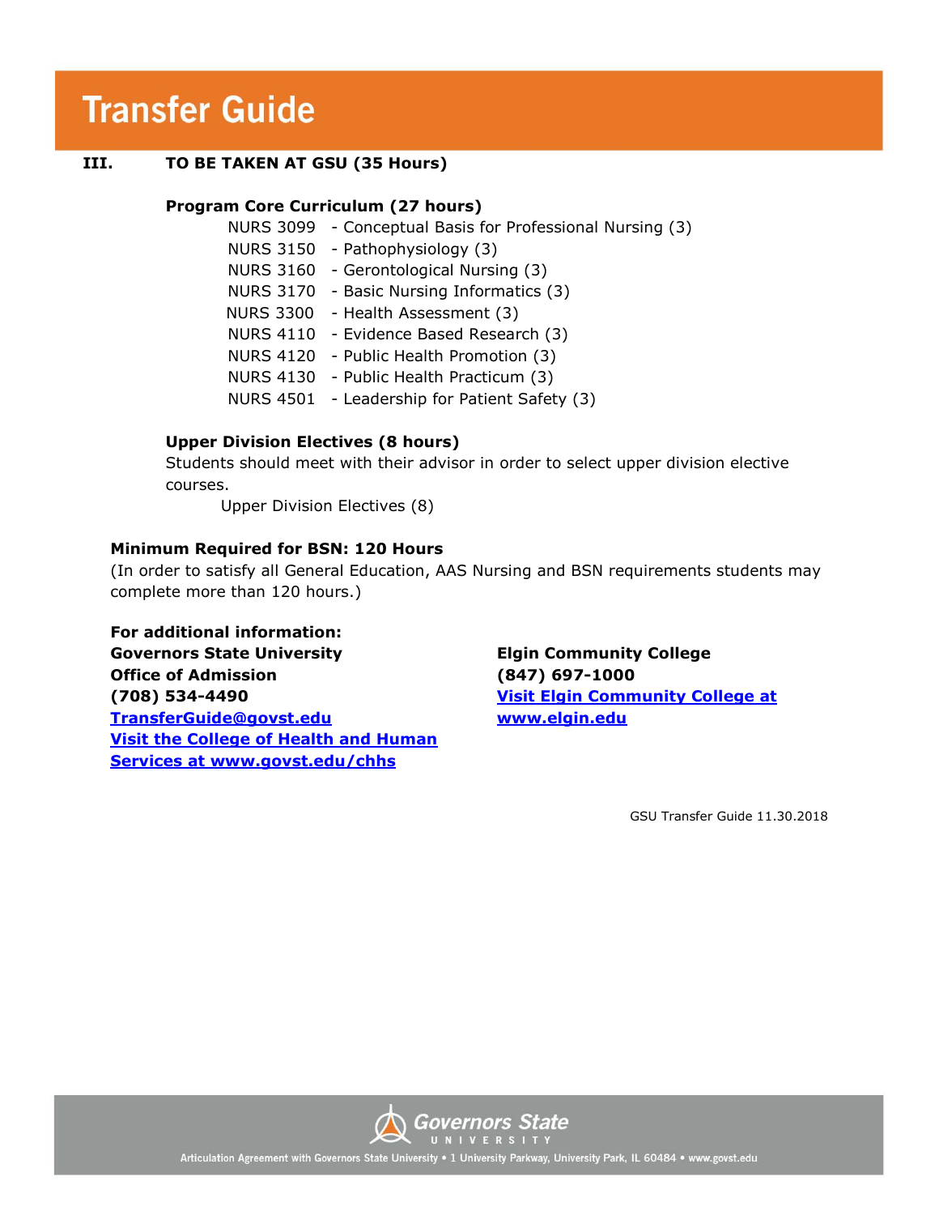# Transfer Guide

## III. TO BE TAKEN AT GSU (35 Hours)

**Program Core Curriculum (27 hours)**

NURS 3099 - Conceptual Basis for Professional Nursing (3)
NURS 3150 - Pathophysiology (3)
NURS 3160 - Gerontological Nursing (3)
NURS 3170 - Basic Nursing Informatics (3)
NURS 3300 - Health Assessment (3)
NURS 4110 - Evidence Based Research (3)
NURS 4120 - Public Health Promotion (3)
NURS 4130 - Public Health Practicum (3)
NURS 4501 - Leadership for Patient Safety (3)

**Upper Division Electives (8 hours)**

Students should meet with their advisor in order to select upper division elective courses.

Upper Division Electives (8)

**Minimum Required for BSN: 120 Hours**

(In order to satisfy all General Education, AAS Nursing and BSN requirements students may complete more than 120 hours.)

**For additional information:**

**Governors State University**
**Office of Admission**
**(708) 534-4490**
**TransferGuide@govst.edu**
**Visit the College of Health and Human Services at www.govst.edu/chhs**

**Elgin Community College**
**(847) 697-1000**
**Visit Elgin Community College at www.elgin.edu**

GSU Transfer Guide 11.30.2018

Articulation Agreement with Governors State University • 1 University Parkway, University Park, IL 60484 • www.govst.edu